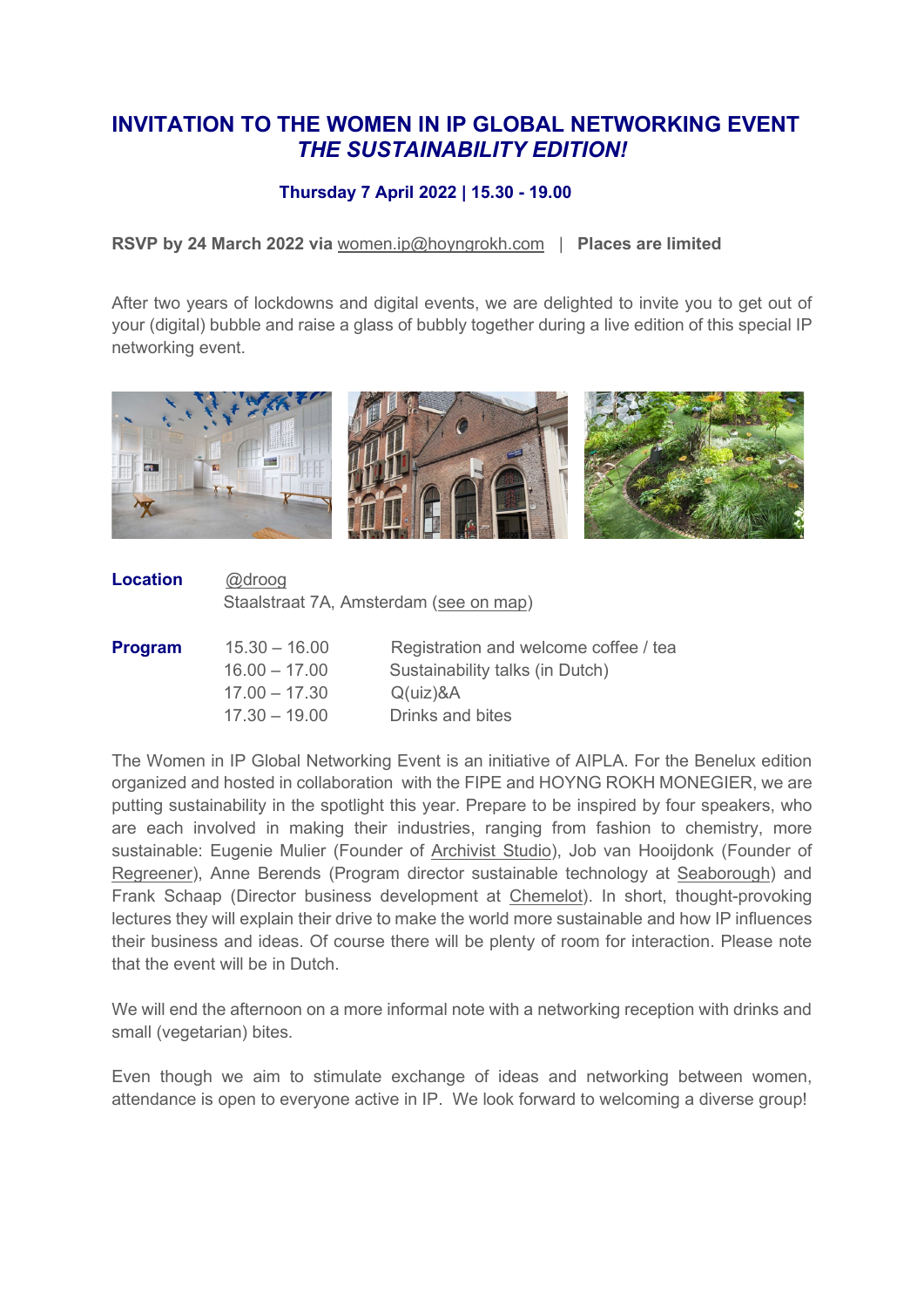# INVITATION TO THE WOMEN IN IP GLOBAL NETWORKING EVENT
## *THE SUSTAINABILITY EDITION!*

**Thursday 7 April 2022 | 15.30 - 19.00**

**RSVP by 24 March 2022 via** women.ip@hoyngrokh.com | **Places are limited**

After two years of lockdowns and digital events, we are delighted to invite you to get out of your (digital) bubble and raise a glass of bubbly together during a live edition of this special IP networking event.

**Location**

@droog
Staalstraat 7A, Amsterdam (see on map)

**Program**

| | |
|---|---|
| 15.30 – 16.00 | Registration and welcome coffee / tea |
| 16.00 – 17.00 | Sustainability talks (in Dutch) |
| 17.00 – 17.30 | Q(uiz)&A |
| 17.30 – 19.00 | Drinks and bites |

The Women in IP Global Networking Event is an initiative of AIPLA. For the Benelux edition organized and hosted in collaboration with the FIPE and HOYNG ROKH MONEGIER, we are putting sustainability in the spotlight this year. Prepare to be inspired by four speakers, who are each involved in making their industries, ranging from fashion to chemistry, more sustainable: Eugenie Mulier (Founder of Archivist Studio), Job van Hooijdonk (Founder of Regreener), Anne Berends (Program director sustainable technology at Seaborough) and Frank Schaap (Director business development at Chemelot). In short, thought-provoking lectures they will explain their drive to make the world more sustainable and how IP influences their business and ideas. Of course there will be plenty of room for interaction. Please note that the event will be in Dutch.

We will end the afternoon on a more informal note with a networking reception with drinks and small (vegetarian) bites.

Even though we aim to stimulate exchange of ideas and networking between women, attendance is open to everyone active in IP. We look forward to welcoming a diverse group!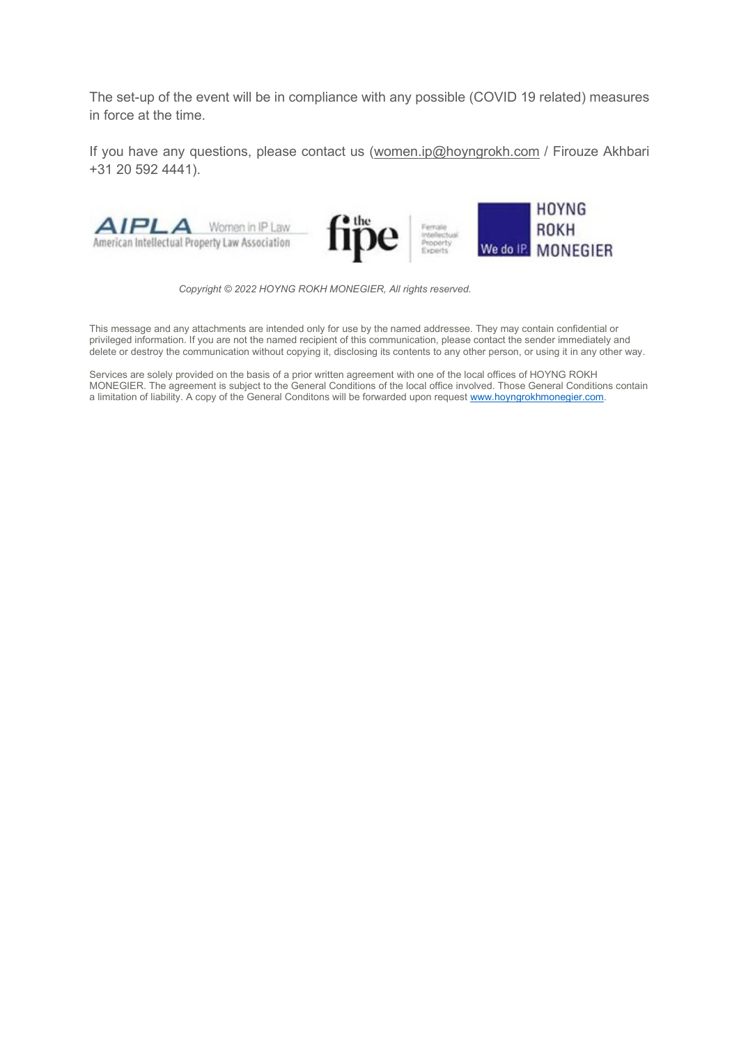The set-up of the event will be in compliance with any possible (COVID 19 related) measures in force at the time.

If you have any questions, please contact us (women.ip@hoyngrokh.com / Firouze Akhbari +31 20 592 4441).

*Copyright © 2022 HOYNG ROKH MONEGIER, All rights reserved.*

This message and any attachments are intended only for use by the named addressee. They may contain confidential or privileged information. If you are not the named recipient of this communication, please contact the sender immediately and delete or destroy the communication without copying it, disclosing its contents to any other person, or using it in any other way.

Services are solely provided on the basis of a prior written agreement with one of the local offices of HOYNG ROKH MONEGIER. The agreement is subject to the General Conditions of the local office involved. Those General Conditions contain a limitation of liability. A copy of the General Conditons will be forwarded upon request www.hoyngrokhmonegier.com.